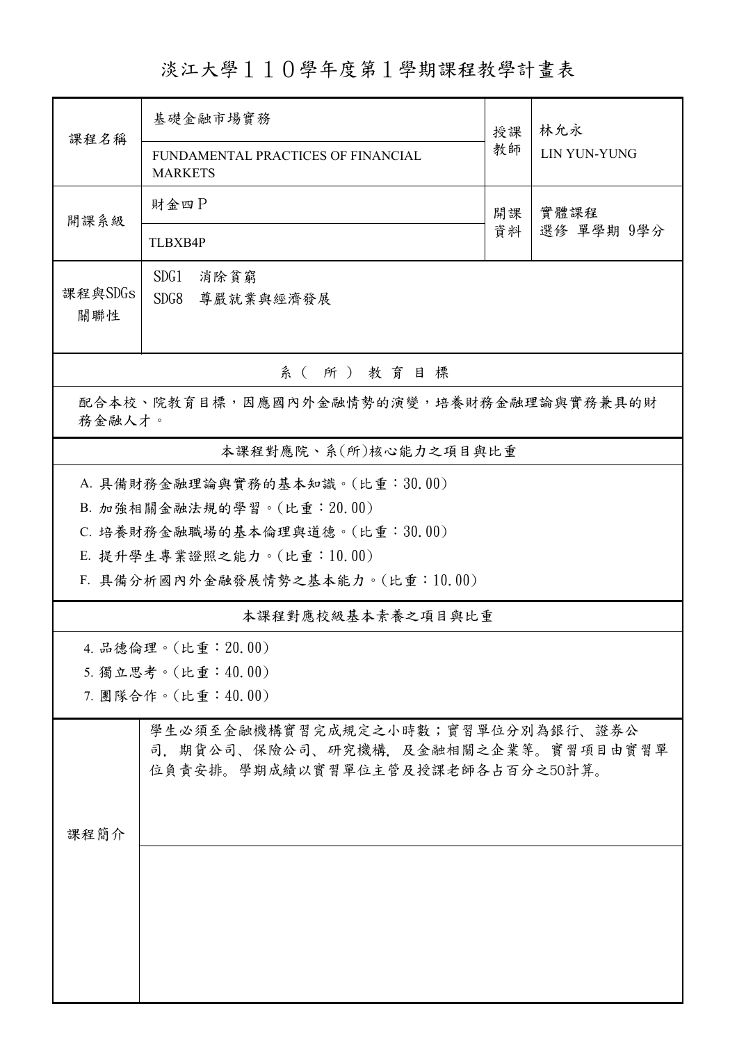# 淡江大學１１０學年度第１學期課程教學計畫表

| 課程名稱 | 基礎金融市場實務 | 授課教師 | 林允永 |
|---|---|---|---|
| | FUNDAMENTAL PRACTICES OF FINANCIAL MARKETS | | LIN YUN-YUNG |
| 開課系級 | 財金四Ｐ | 開課資料 | 實體課程<br>選修 單學期 9學分 |
| | TLBXB4P | | |
| 課程與SDGs關聯性 | SDG1 消除貧窮<br>SDG8 尊嚴就業與經濟發展 | | |

## 系（所）教育目標

配合本校、院教育目標，因應國內外金融情勢的演變，培養財務金融理論與實務兼具的財務金融人才。

## 本課程對應院、系(所)核心能力之項目與比重

A. 具備財務金融理論與實務的基本知識。(比重：30.00)

B. 加強相關金融法規的學習。(比重：20.00)

C. 培養財務金融職場的基本倫理與道德。(比重：30.00)

E. 提升學生專業證照之能力。(比重：10.00)

F. 具備分析國內外金融發展情勢之基本能力。(比重：10.00)

## 本課程對應校級基本素養之項目與比重

4. 品德倫理。(比重：20.00)

5. 獨立思考。(比重：40.00)

7. 團隊合作。(比重：40.00)

| 課程簡介 | 學生必須至金融機構實習完成規定之小時數；實習單位分別為銀行、證券公司，期貨公司、保險公司、研究機構，及金融相關之企業等。實習項目由實習單位負責安排。學期成績以實習單位主管及授課老師各占百分之50計算。 |
|---|---|
| | |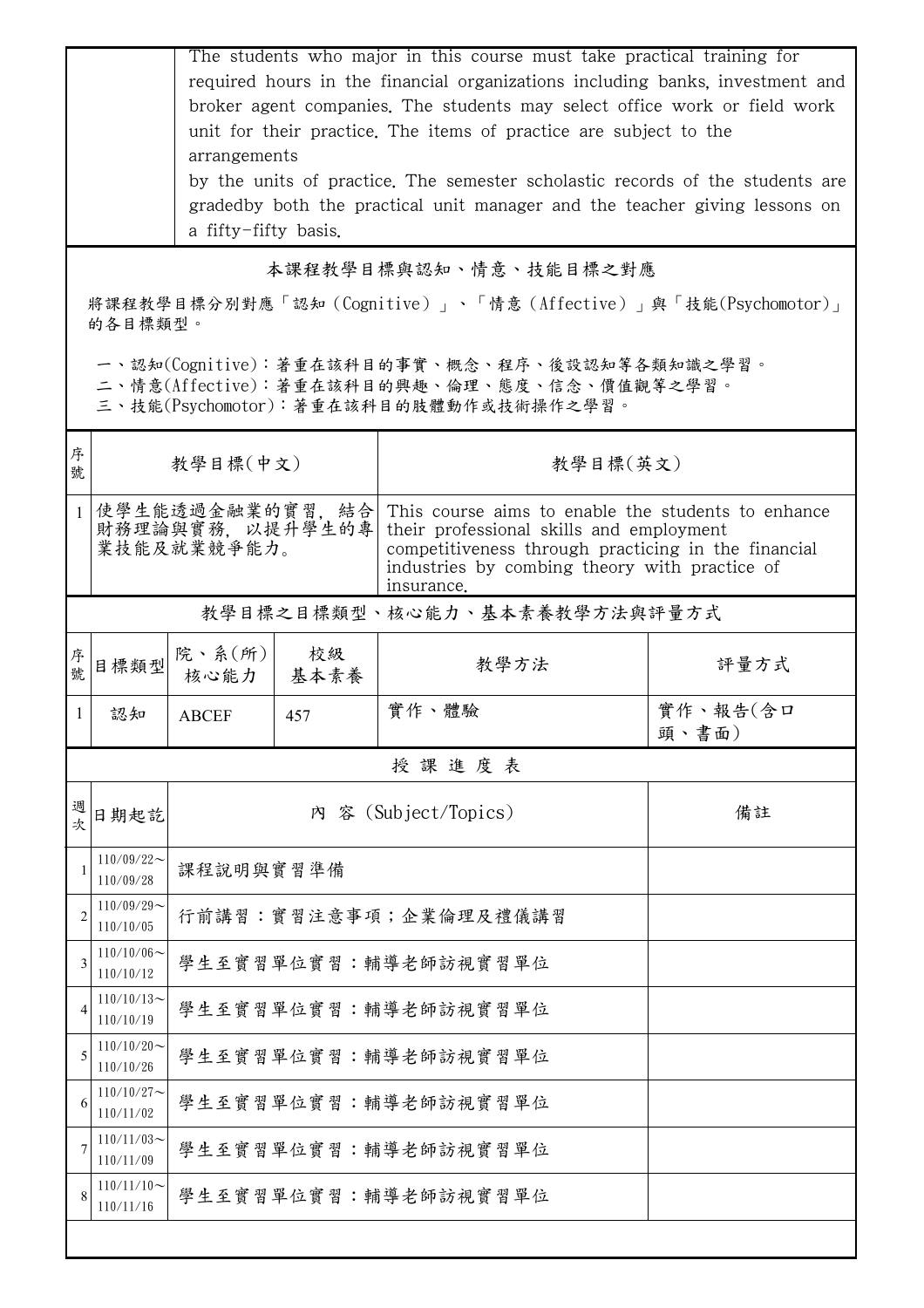| | |
|---|---|
| | The students who major in this course must take practical training for required hours in the financial organizations including banks, investment and broker agent companies. The students may select office work or field work unit for their practice. The items of practice are subject to the arrangements<br>by the units of practice. The semester scholastic records of the students are gradedby both the practical unit manager and the teacher giving lessons on a fifty-fifty basis. |

## 本課程教學目標與認知、情意、技能目標之對應

將課程教學目標分別對應「認知（Cognitive）」、「情意（Affective）」與「技能(Psychomotor)」的各目標類型。

一、認知(Cognitive)：著重在該科目的事實、概念、程序、後設認知等各類知識之學習。
二、情意(Affective)：著重在該科目的興趣、倫理、態度、信念、價值觀等之學習。
三、技能(Psychomotor)：著重在該科目的肢體動作或技術操作之學習。

| 序號 | 教學目標(中文) | 教學目標(英文) |
|---|---|---|
| 1 | 使學生能透過金融業的實習，結合財務理論與實務，以提升學生的專業技能及就業競爭能力。 | This course aims to enable the students to enhance their professional skills and employment competitiveness through practicing in the financial industries by combing theory with practice of insurance. |

## 教學目標之目標類型、核心能力、基本素養教學方法與評量方式

| 序號 | 目標類型 | 院、系(所)核心能力 | 校級基本素養 | 教學方法 | 評量方式 |
|---|---|---|---|---|---|
| 1 | 認知 | ABCEF | 457 | 實作、體驗 | 實作、報告(含口頭、書面) |

## 授 課 進 度 表

| 週次 | 日期起訖 | 內 容 (Subject/Topics) | 備註 |
|---|---|---|---|
| 1 | 110/09/22～110/09/28 | 課程說明與實習準備 | |
| 2 | 110/09/29～110/10/05 | 行前講習：實習注意事項；企業倫理及禮儀講習 | |
| 3 | 110/10/06～110/10/12 | 學生至實習單位實習：輔導老師訪視實習單位 | |
| 4 | 110/10/13～110/10/19 | 學生至實習單位實習：輔導老師訪視實習單位 | |
| 5 | 110/10/20～110/10/26 | 學生至實習單位實習：輔導老師訪視實習單位 | |
| 6 | 110/10/27～110/11/02 | 學生至實習單位實習：輔導老師訪視實習單位 | |
| 7 | 110/11/03～110/11/09 | 學生至實習單位實習：輔導老師訪視實習單位 | |
| 8 | 110/11/10～110/11/16 | 學生至實習單位實習：輔導老師訪視實習單位 | |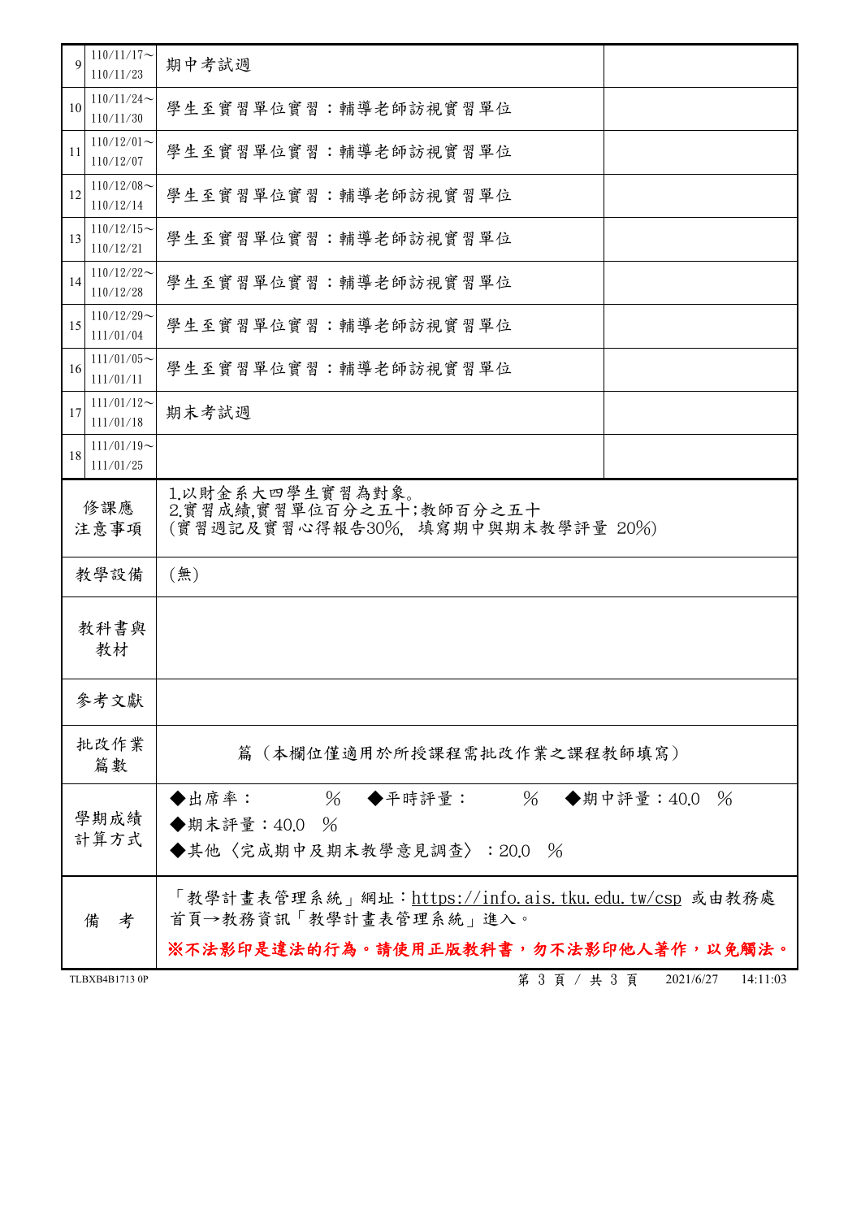| | | | |
|---|---|---|---|
| 9 | 110/11/17～<br>110/11/23 | 期中考試週 | |
| 10 | 110/11/24～<br>110/11/30 | 學生至實習單位實習：輔導老師訪視實習單位 | |
| 11 | 110/12/01～<br>110/12/07 | 學生至實習單位實習：輔導老師訪視實習單位 | |
| 12 | 110/12/08～<br>110/12/14 | 學生至實習單位實習：輔導老師訪視實習單位 | |
| 13 | 110/12/15～<br>110/12/21 | 學生至實習單位實習：輔導老師訪視實習單位 | |
| 14 | 110/12/22～<br>110/12/28 | 學生至實習單位實習：輔導老師訪視實習單位 | |
| 15 | 110/12/29～<br>111/01/04 | 學生至實習單位實習：輔導老師訪視實習單位 | |
| 16 | 111/01/05～<br>111/01/11 | 學生至實習單位實習：輔導老師訪視實習單位 | |
| 17 | 111/01/12～<br>111/01/18 | 期末考試週 | |
| 18 | 111/01/19～<br>111/01/25 | | |

| | |
|---|---|
| 修課應注意事項 | 1.以財金系大四學生實習為對象。<br>2.實習成績,實習單位百分之五十;教師百分之五十<br>(實習週記及實習心得報告30%, 填寫期中與期末教學評量 20%) |
| 教學設備 | (無) |
| 教科書與教材 | |
| 參考文獻 | |
| 批改作業篇數 | 篇（本欄位僅適用於所授課程需批改作業之課程教師填寫） |
| 學期成績計算方式 | ◆出席率： %　◆平時評量： %　◆期中評量：40.0 %<br>◆期末評量：40.0 %<br>◆其他〈完成期中及期末教學意見調查〉：20.0 % |
| 備　考 | 「教學計畫表管理系統」網址：https://info.ais.tku.edu.tw/csp 或由教務處首頁→教務資訊「教學計畫表管理系統」進入。<br>**※不法影印是違法的行為。請使用正版教科書，勿不法影印他人著作，以免觸法。** |

TLBXB4B1713 0P　2021/6/27 14:11:03